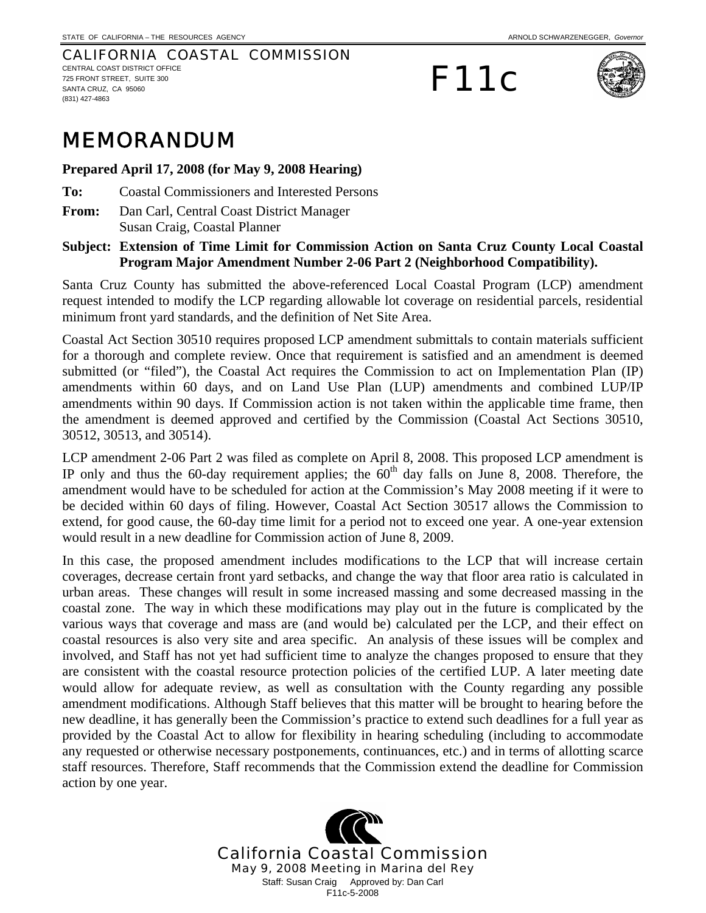STATE OF CALIFORNIA – THE RESOURCES AGENCY

ARNOLD SCHWARZENEGGER, *Governor*

CALIFORNIA COASTAL COMMISSION
CENTRAL COAST DISTRICT OFFICE
725 FRONT STREET, SUITE 300
SANTA CRUZ, CA 95060
(831) 427-4863

# F11c

# MEMORANDUM

**Prepared April 17, 2008 (for May 9, 2008 Hearing)**

**To:** Coastal Commissioners and Interested Persons

**From:** Dan Carl, Central Coast District Manager
Susan Craig, Coastal Planner

**Subject: Extension of Time Limit for Commission Action on Santa Cruz County Local Coastal Program Major Amendment Number 2-06 Part 2 (Neighborhood Compatibility).**

Santa Cruz County has submitted the above-referenced Local Coastal Program (LCP) amendment request intended to modify the LCP regarding allowable lot coverage on residential parcels, residential minimum front yard standards, and the definition of Net Site Area.

Coastal Act Section 30510 requires proposed LCP amendment submittals to contain materials sufficient for a thorough and complete review. Once that requirement is satisfied and an amendment is deemed submitted (or "filed"), the Coastal Act requires the Commission to act on Implementation Plan (IP) amendments within 60 days, and on Land Use Plan (LUP) amendments and combined LUP/IP amendments within 90 days. If Commission action is not taken within the applicable time frame, then the amendment is deemed approved and certified by the Commission (Coastal Act Sections 30510, 30512, 30513, and 30514).

LCP amendment 2-06 Part 2 was filed as complete on April 8, 2008. This proposed LCP amendment is IP only and thus the 60-day requirement applies; the 60th day falls on June 8, 2008. Therefore, the amendment would have to be scheduled for action at the Commission's May 2008 meeting if it were to be decided within 60 days of filing. However, Coastal Act Section 30517 allows the Commission to extend, for good cause, the 60-day time limit for a period not to exceed one year. A one-year extension would result in a new deadline for Commission action of June 8, 2009.

In this case, the proposed amendment includes modifications to the LCP that will increase certain coverages, decrease certain front yard setbacks, and change the way that floor area ratio is calculated in urban areas. These changes will result in some increased massing and some decreased massing in the coastal zone. The way in which these modifications may play out in the future is complicated by the various ways that coverage and mass are (and would be) calculated per the LCP, and their effect on coastal resources is also very site and area specific. An analysis of these issues will be complex and involved, and Staff has not yet had sufficient time to analyze the changes proposed to ensure that they are consistent with the coastal resource protection policies of the certified LUP. A later meeting date would allow for adequate review, as well as consultation with the County regarding any possible amendment modifications. Although Staff believes that this matter will be brought to hearing before the new deadline, it has generally been the Commission's practice to extend such deadlines for a full year as provided by the Coastal Act to allow for flexibility in hearing scheduling (including to accommodate any requested or otherwise necessary postponements, continuances, etc.) and in terms of allotting scarce staff resources. Therefore, Staff recommends that the Commission extend the deadline for Commission action by one year.

California Coastal Commission
May 9, 2008 Meeting in Marina del Rey
Staff: Susan Craig Approved by: Dan Carl
F11c-5-2008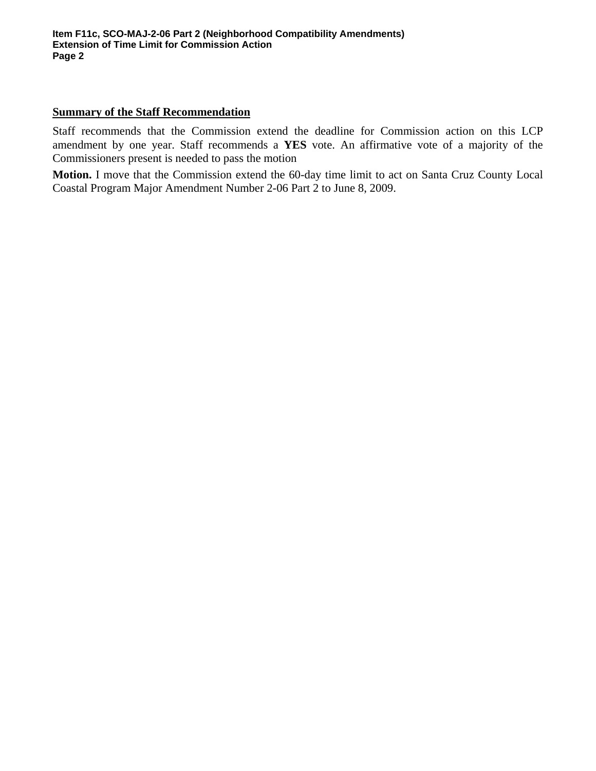## Summary of the Staff Recommendation

Staff recommends that the Commission extend the deadline for Commission action on this LCP amendment by one year. Staff recommends a **YES** vote. An affirmative vote of a majority of the Commissioners present is needed to pass the motion

**Motion.** I move that the Commission extend the 60-day time limit to act on Santa Cruz County Local Coastal Program Major Amendment Number 2-06 Part 2 to June 8, 2009.